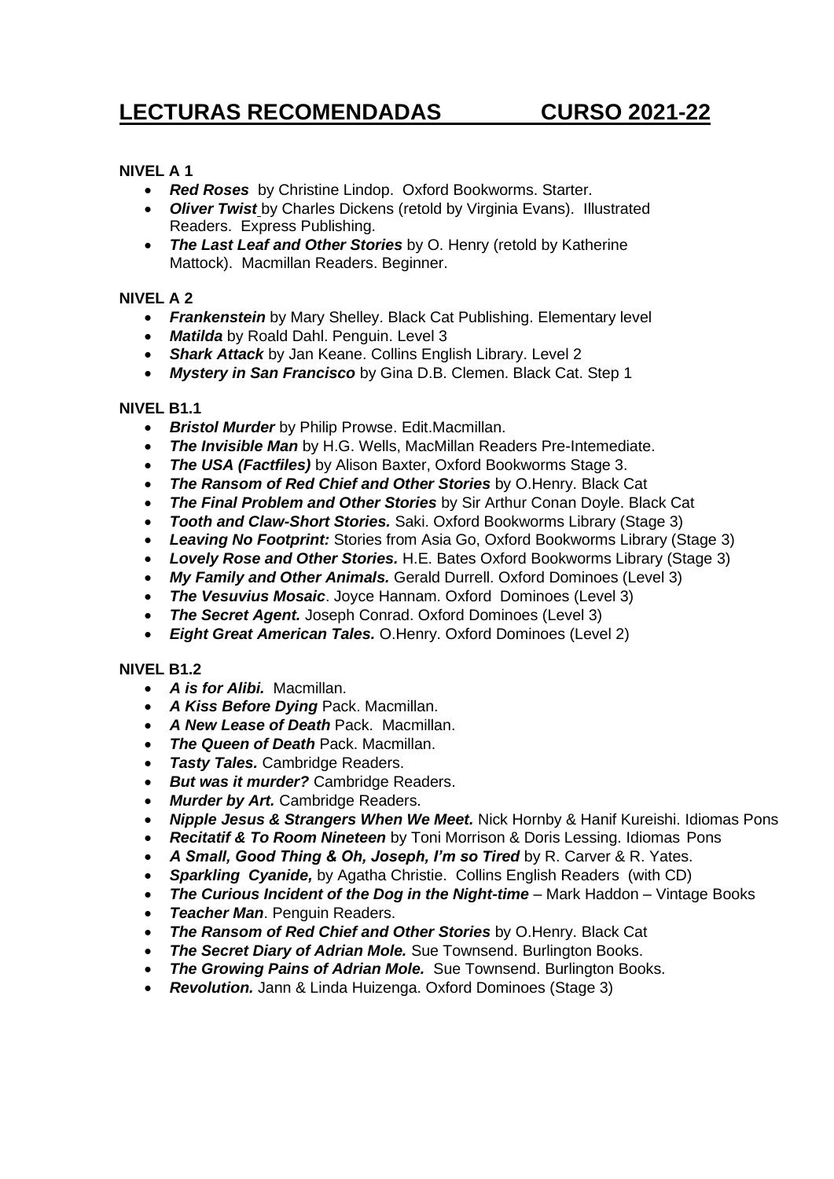# LECTURAS RECOMENDADAS CURSO 2021-22

## NIVEL A 1

- ***Red Roses*** by Christine Lindop. Oxford Bookworms. Starter.
- ***Oliver Twist*** by Charles Dickens (retold by Virginia Evans). Illustrated Readers. Express Publishing.
- ***The Last Leaf and Other Stories*** by O. Henry (retold by Katherine Mattock). Macmillan Readers. Beginner.

## NIVEL A 2

- ***Frankenstein*** by Mary Shelley. Black Cat Publishing. Elementary level
- ***Matilda*** by Roald Dahl. Penguin. Level 3
- ***Shark Attack*** by Jan Keane. Collins English Library. Level 2
- ***Mystery in San Francisco*** by Gina D.B. Clemen. Black Cat. Step 1

## NIVEL B1.1

- ***Bristol Murder*** by Philip Prowse. Edit.Macmillan.
- ***The Invisible Man*** by H.G. Wells, MacMillan Readers Pre-Intemediate.
- ***The USA (Factfiles)*** by Alison Baxter, Oxford Bookworms Stage 3.
- ***The Ransom of Red Chief and Other Stories*** by O.Henry. Black Cat
- ***The Final Problem and Other Stories*** by Sir Arthur Conan Doyle. Black Cat
- ***Tooth and Claw-Short Stories.*** Saki. Oxford Bookworms Library (Stage 3)
- ***Leaving No Footprint:*** Stories from Asia Go, Oxford Bookworms Library (Stage 3)
- ***Lovely Rose and Other Stories.*** H.E. Bates Oxford Bookworms Library (Stage 3)
- ***My Family and Other Animals.*** Gerald Durrell. Oxford Dominoes (Level 3)
- ***The Vesuvius Mosaic***. Joyce Hannam. Oxford Dominoes (Level 3)
- ***The Secret Agent.*** Joseph Conrad. Oxford Dominoes (Level 3)
- ***Eight Great American Tales.*** O.Henry. Oxford Dominoes (Level 2)

## NIVEL B1.2

- ***A is for Alibi.*** Macmillan.
- ***A Kiss Before Dying*** Pack. Macmillan.
- ***A New Lease of Death*** Pack. Macmillan.
- ***The Queen of Death*** Pack. Macmillan.
- ***Tasty Tales.*** Cambridge Readers.
- ***But was it murder?*** Cambridge Readers.
- ***Murder by Art.*** Cambridge Readers.
- ***Nipple Jesus & Strangers When We Meet.*** Nick Hornby & Hanif Kureishi. Idiomas Pons
- ***Recitatif & To Room Nineteen*** by Toni Morrison & Doris Lessing. Idiomas Pons
- ***A Small, Good Thing & Oh, Joseph, I'm so Tired*** by R. Carver & R. Yates.
- ***Sparkling Cyanide,*** by Agatha Christie. Collins English Readers (with CD)
- ***The Curious Incident of the Dog in the Night-time*** – Mark Haddon – Vintage Books
- ***Teacher Man***. Penguin Readers.
- ***The Ransom of Red Chief and Other Stories*** by O.Henry. Black Cat
- ***The Secret Diary of Adrian Mole.*** Sue Townsend. Burlington Books.
- ***The Growing Pains of Adrian Mole.*** Sue Townsend. Burlington Books.
- ***Revolution.*** Jann & Linda Huizenga. Oxford Dominoes (Stage 3)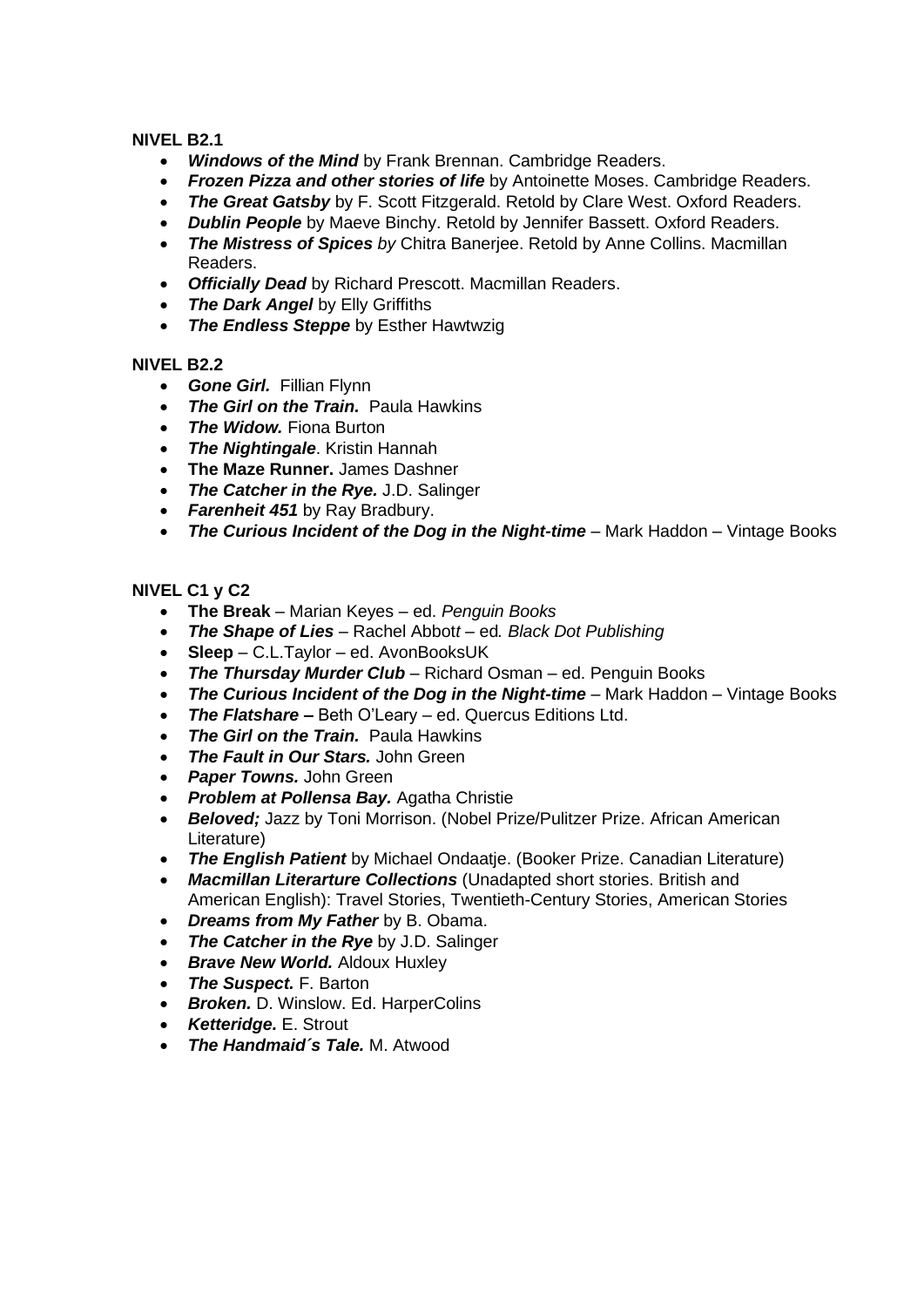**NIVEL B2.1**

- ***Windows of the Mind*** by Frank Brennan. Cambridge Readers.
- ***Frozen Pizza and other stories of life*** by Antoinette Moses. Cambridge Readers.
- ***The Great Gatsby*** by F. Scott Fitzgerald. Retold by Clare West. Oxford Readers.
- ***Dublin People*** by Maeve Binchy. Retold by Jennifer Bassett. Oxford Readers.
- ***The Mistress of Spices*** *by* Chitra Banerjee. Retold by Anne Collins. Macmillan Readers.
- ***Officially Dead*** by Richard Prescott. Macmillan Readers.
- ***The Dark Angel*** by Elly Griffiths
- ***The Endless Steppe*** by Esther Hawtwzig

**NIVEL B2.2**

- ***Gone Girl.*** Fillian Flynn
- ***The Girl on the Train.*** Paula Hawkins
- ***The Widow.*** Fiona Burton
- ***The Nightingale***. Kristin Hannah
- **The Maze Runner.** James Dashner
- ***The Catcher in the Rye.*** J.D. Salinger
- ***Farenheit 451*** by Ray Bradbury.
- ***The Curious Incident of the Dog in the Night-time*** – Mark Haddon – Vintage Books

**NIVEL C1 y C2**

- **The Break** – Marian Keyes – ed. *Penguin Books*
- ***The Shape of Lies*** – Rachel Abbott – ed*. Black Dot Publishing*
- **Sleep** – C.L.Taylor – ed. AvonBooksUK
- ***The Thursday Murder Club*** – Richard Osman – ed. Penguin Books
- ***The Curious Incident of the Dog in the Night-time*** – Mark Haddon – Vintage Books
- ***The Flatshare*** **–** Beth O'Leary – ed. Quercus Editions Ltd.
- ***The Girl on the Train.*** Paula Hawkins
- ***The Fault in Our Stars.*** John Green
- ***Paper Towns.*** John Green
- ***Problem at Pollensa Bay.*** Agatha Christie
- ***Beloved;*** Jazz by Toni Morrison. (Nobel Prize/Pulitzer Prize. African American Literature)
- ***The English Patient*** by Michael Ondaatje. (Booker Prize. Canadian Literature)
- ***Macmillan Literarture Collections*** (Unadapted short stories. British and American English): Travel Stories, Twentieth-Century Stories, American Stories
- ***Dreams from My Father*** by B. Obama.
- ***The Catcher in the Rye*** by J.D. Salinger
- ***Brave New World.*** Aldoux Huxley
- ***The Suspect.*** F. Barton
- ***Broken.*** D. Winslow. Ed. HarperColins
- ***Ketteridge.*** E. Strout
- ***The Handmaid´s Tale.*** M. Atwood